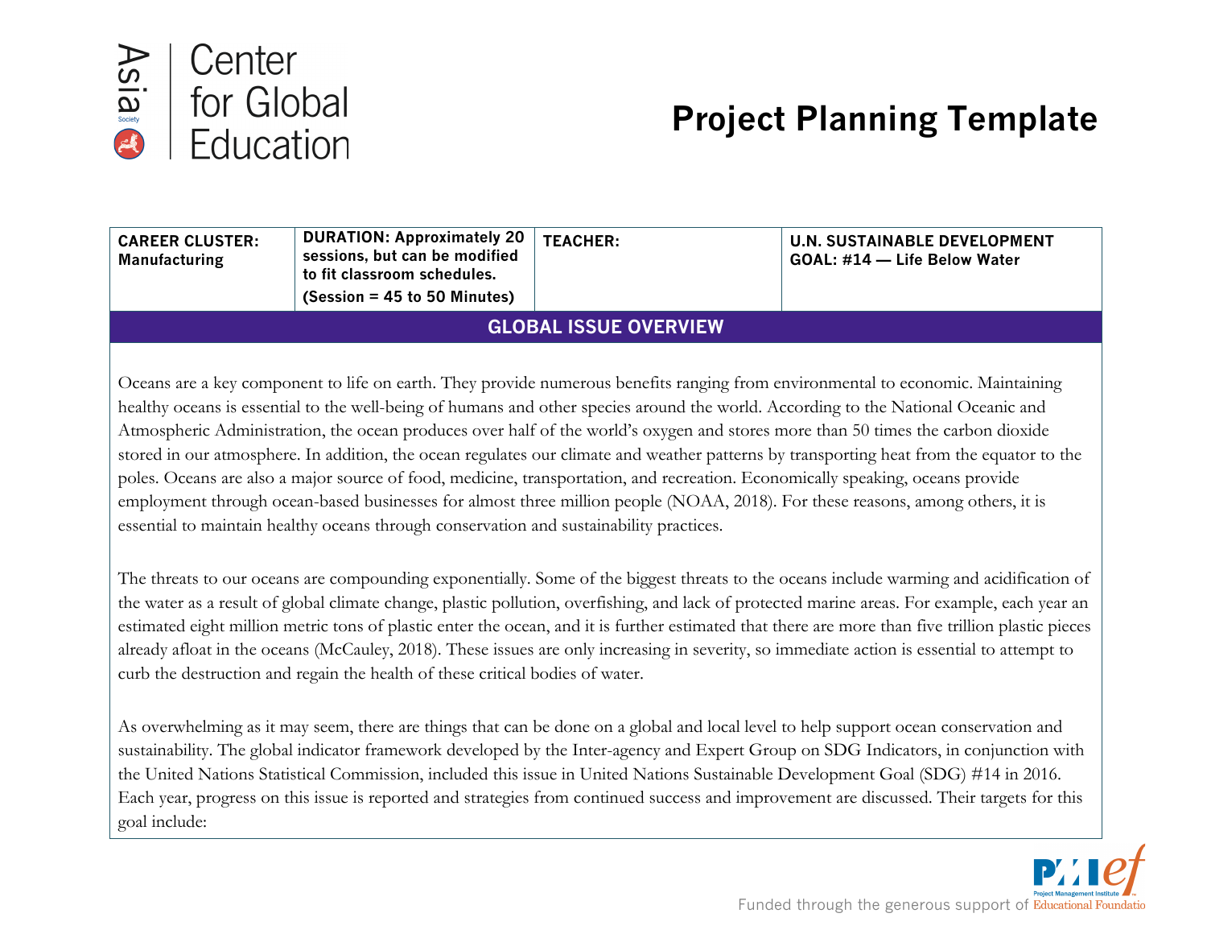Asia Society Center for Global Education

# Project Planning Template

| CAREER CLUSTER: Manufacturing | DURATION: Approximately 20 sessions, but can be modified to fit classroom schedules. (Session = 45 to 50 Minutes) | TEACHER: | U.N. SUSTAINABLE DEVELOPMENT GOAL: #14 — Life Below Water |
|---|---|---|---|

## GLOBAL ISSUE OVERVIEW

Oceans are a key component to life on earth. They provide numerous benefits ranging from environmental to economic. Maintaining healthy oceans is essential to the well-being of humans and other species around the world. According to the National Oceanic and Atmospheric Administration, the ocean produces over half of the world's oxygen and stores more than 50 times the carbon dioxide stored in our atmosphere. In addition, the ocean regulates our climate and weather patterns by transporting heat from the equator to the poles. Oceans are also a major source of food, medicine, transportation, and recreation. Economically speaking, oceans provide employment through ocean-based businesses for almost three million people (NOAA, 2018). For these reasons, among others, it is essential to maintain healthy oceans through conservation and sustainability practices.

The threats to our oceans are compounding exponentially. Some of the biggest threats to the oceans include warming and acidification of the water as a result of global climate change, plastic pollution, overfishing, and lack of protected marine areas. For example, each year an estimated eight million metric tons of plastic enter the ocean, and it is further estimated that there are more than five trillion plastic pieces already afloat in the oceans (McCauley, 2018). These issues are only increasing in severity, so immediate action is essential to attempt to curb the destruction and regain the health of these critical bodies of water.

As overwhelming as it may seem, there are things that can be done on a global and local level to help support ocean conservation and sustainability. The global indicator framework developed by the Inter-agency and Expert Group on SDG Indicators, in conjunction with the United Nations Statistical Commission, included this issue in United Nations Sustainable Development Goal (SDG) #14 in 2016. Each year, progress on this issue is reported and strategies from continued success and improvement are discussed. Their targets for this goal include:

Funded through the generous support of Project Management Institute Educational Foundation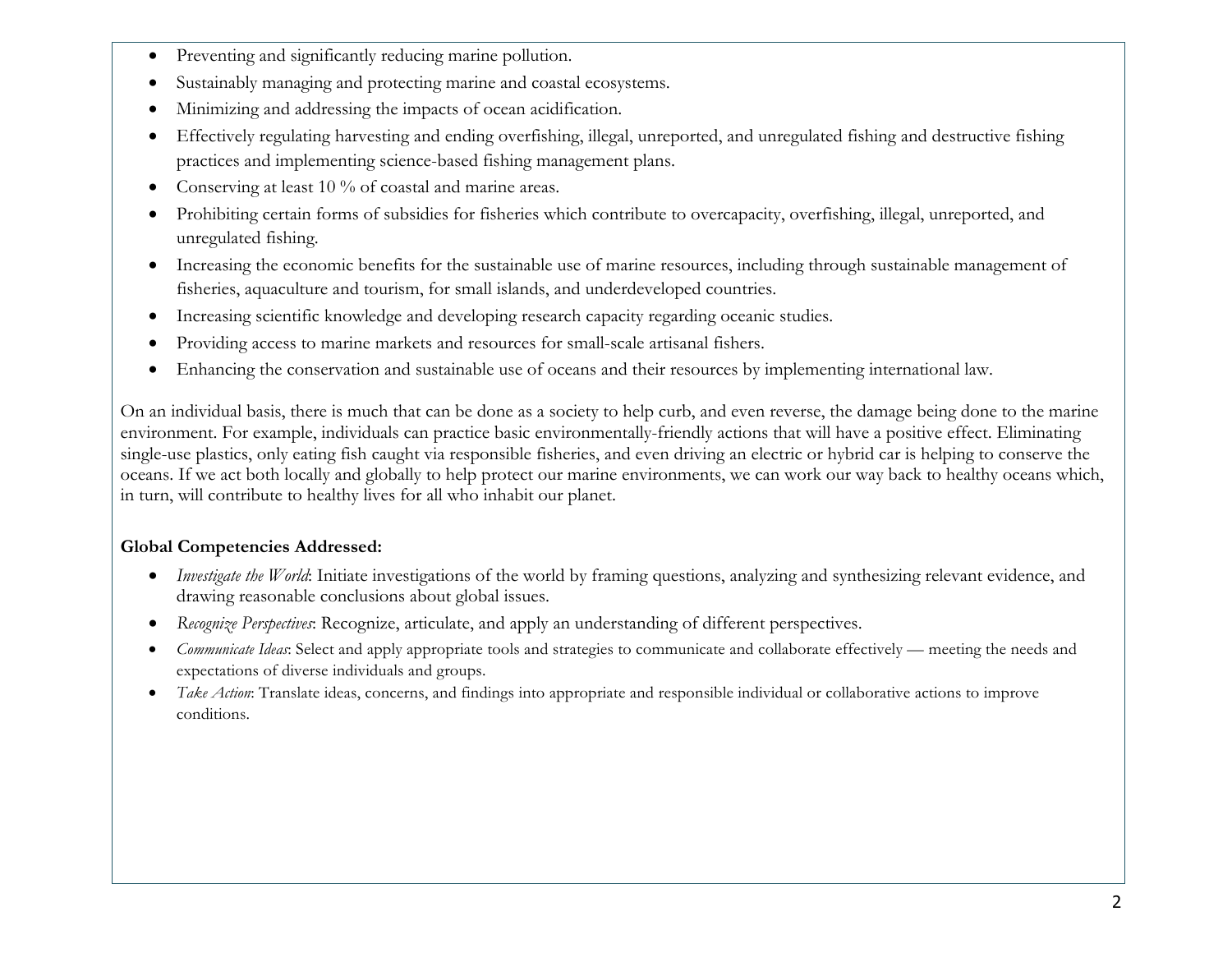- Preventing and significantly reducing marine pollution.
- Sustainably managing and protecting marine and coastal ecosystems.
- Minimizing and addressing the impacts of ocean acidification.
- Effectively regulating harvesting and ending overfishing, illegal, unreported, and unregulated fishing and destructive fishing practices and implementing science-based fishing management plans.
- Conserving at least 10 % of coastal and marine areas.
- Prohibiting certain forms of subsidies for fisheries which contribute to overcapacity, overfishing, illegal, unreported, and unregulated fishing.
- Increasing the economic benefits for the sustainable use of marine resources, including through sustainable management of fisheries, aquaculture and tourism, for small islands, and underdeveloped countries.
- Increasing scientific knowledge and developing research capacity regarding oceanic studies.
- Providing access to marine markets and resources for small-scale artisanal fishers.
- Enhancing the conservation and sustainable use of oceans and their resources by implementing international law.

On an individual basis, there is much that can be done as a society to help curb, and even reverse, the damage being done to the marine environment. For example, individuals can practice basic environmentally-friendly actions that will have a positive effect. Eliminating single-use plastics, only eating fish caught via responsible fisheries, and even driving an electric or hybrid car is helping to conserve the oceans. If we act both locally and globally to help protect our marine environments, we can work our way back to healthy oceans which, in turn, will contribute to healthy lives for all who inhabit our planet.

**Global Competencies Addressed:**

- *Investigate the World*: Initiate investigations of the world by framing questions, analyzing and synthesizing relevant evidence, and drawing reasonable conclusions about global issues.
- *Recognize Perspectives*: Recognize, articulate, and apply an understanding of different perspectives.
- *Communicate Ideas*: Select and apply appropriate tools and strategies to communicate and collaborate effectively — meeting the needs and expectations of diverse individuals and groups.
- *Take Action*: Translate ideas, concerns, and findings into appropriate and responsible individual or collaborative actions to improve conditions.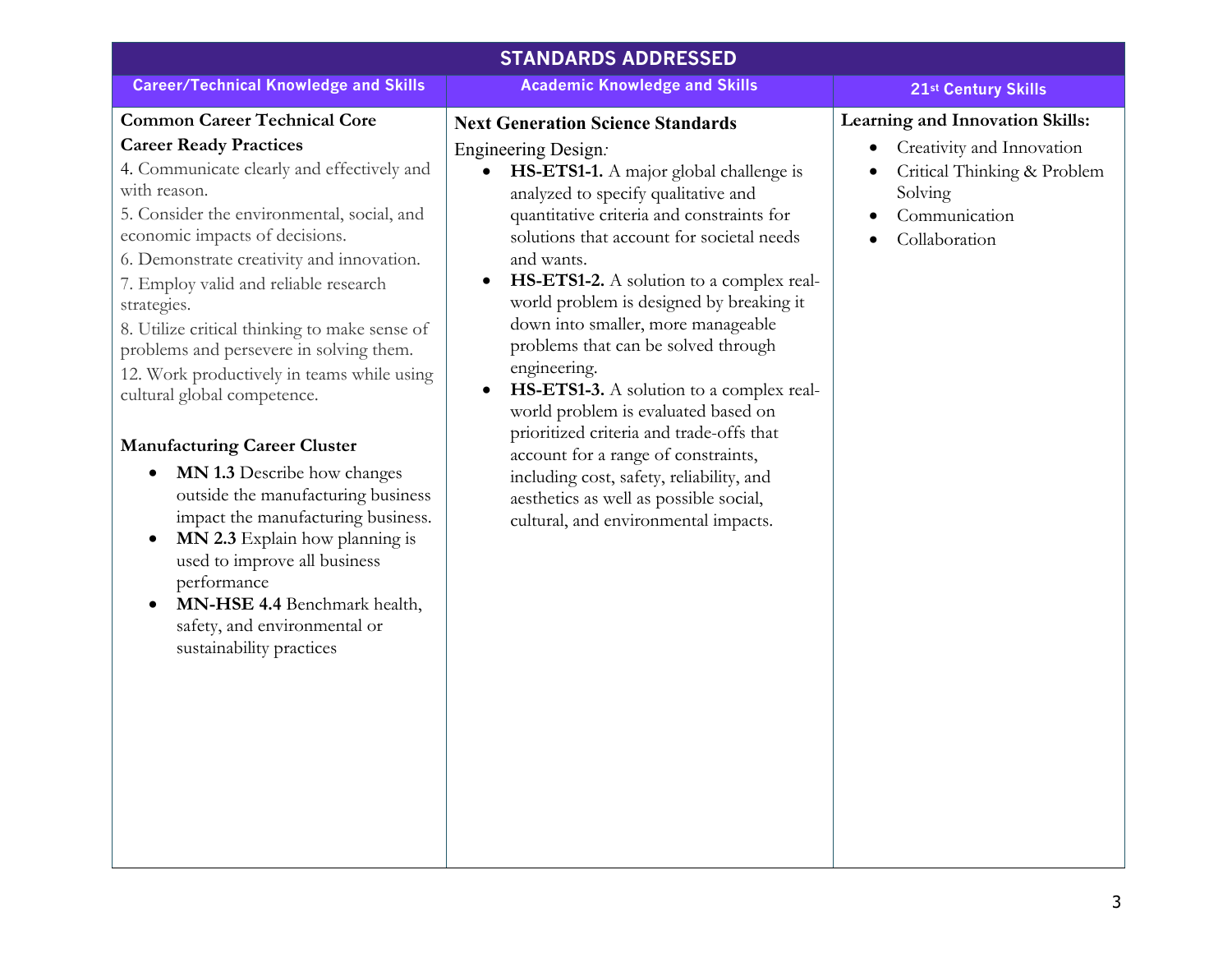| STANDARDS ADDRESSED | | |
|---|---|---|
| **Career/Technical Knowledge and Skills** | **Academic Knowledge and Skills** | **21st Century Skills** |
| **Common Career Technical Core Career Ready Practices**<br>4. Communicate clearly and effectively and with reason.<br>5. Consider the environmental, social, and economic impacts of decisions.<br>6. Demonstrate creativity and innovation.<br>7. Employ valid and reliable research strategies.<br>8. Utilize critical thinking to make sense of problems and persevere in solving them.<br>12. Work productively in teams while using cultural global competence.<br><br>**Manufacturing Career Cluster**<br>• **MN 1.3** Describe how changes outside the manufacturing business impact the manufacturing business.<br>• **MN 2.3** Explain how planning is used to improve all business performance<br>• **MN-HSE 4.4** Benchmark health, safety, and environmental or sustainability practices | **Next Generation Science Standards**<br>Engineering Design*:*<br>• **HS-ETS1-1.** A major global challenge is analyzed to specify qualitative and quantitative criteria and constraints for solutions that account for societal needs and wants.<br>• **HS-ETS1-2.** A solution to a complex real-world problem is designed by breaking it down into smaller, more manageable problems that can be solved through engineering.<br>• **HS-ETS1-3.** A solution to a complex real-world problem is evaluated based on prioritized criteria and trade-offs that account for a range of constraints, including cost, safety, reliability, and aesthetics as well as possible social, cultural, and environmental impacts. | **Learning and Innovation Skills:**<br>• Creativity and Innovation<br>• Critical Thinking & Problem Solving<br>• Communication<br>• Collaboration |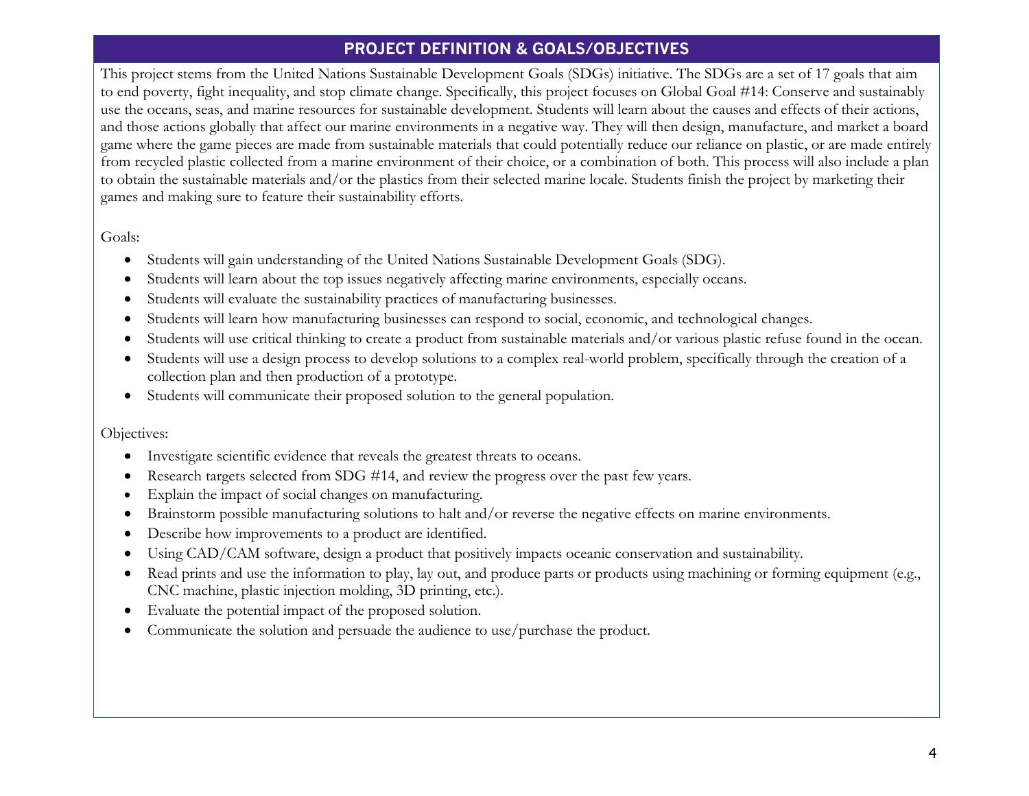## PROJECT DEFINITION & GOALS/OBJECTIVES

This project stems from the United Nations Sustainable Development Goals (SDGs) initiative. The SDGs are a set of 17 goals that aim to end poverty, fight inequality, and stop climate change. Specifically, this project focuses on Global Goal #14: Conserve and sustainably use the oceans, seas, and marine resources for sustainable development. Students will learn about the causes and effects of their actions, and those actions globally that affect our marine environments in a negative way. They will then design, manufacture, and market a board game where the game pieces are made from sustainable materials that could potentially reduce our reliance on plastic, or are made entirely from recycled plastic collected from a marine environment of their choice, or a combination of both. This process will also include a plan to obtain the sustainable materials and/or the plastics from their selected marine locale. Students finish the project by marketing their games and making sure to feature their sustainability efforts.

Goals:

- Students will gain understanding of the United Nations Sustainable Development Goals (SDG).
- Students will learn about the top issues negatively affecting marine environments, especially oceans.
- Students will evaluate the sustainability practices of manufacturing businesses.
- Students will learn how manufacturing businesses can respond to social, economic, and technological changes.
- Students will use critical thinking to create a product from sustainable materials and/or various plastic refuse found in the ocean.
- Students will use a design process to develop solutions to a complex real-world problem, specifically through the creation of a collection plan and then production of a prototype.
- Students will communicate their proposed solution to the general population.

Objectives:

- Investigate scientific evidence that reveals the greatest threats to oceans.
- Research targets selected from SDG #14, and review the progress over the past few years.
- Explain the impact of social changes on manufacturing.
- Brainstorm possible manufacturing solutions to halt and/or reverse the negative effects on marine environments.
- Describe how improvements to a product are identified.
- Using CAD/CAM software, design a product that positively impacts oceanic conservation and sustainability.
- Read prints and use the information to play, lay out, and produce parts or products using machining or forming equipment (e.g., CNC machine, plastic injection molding, 3D printing, etc.).
- Evaluate the potential impact of the proposed solution.
- Communicate the solution and persuade the audience to use/purchase the product.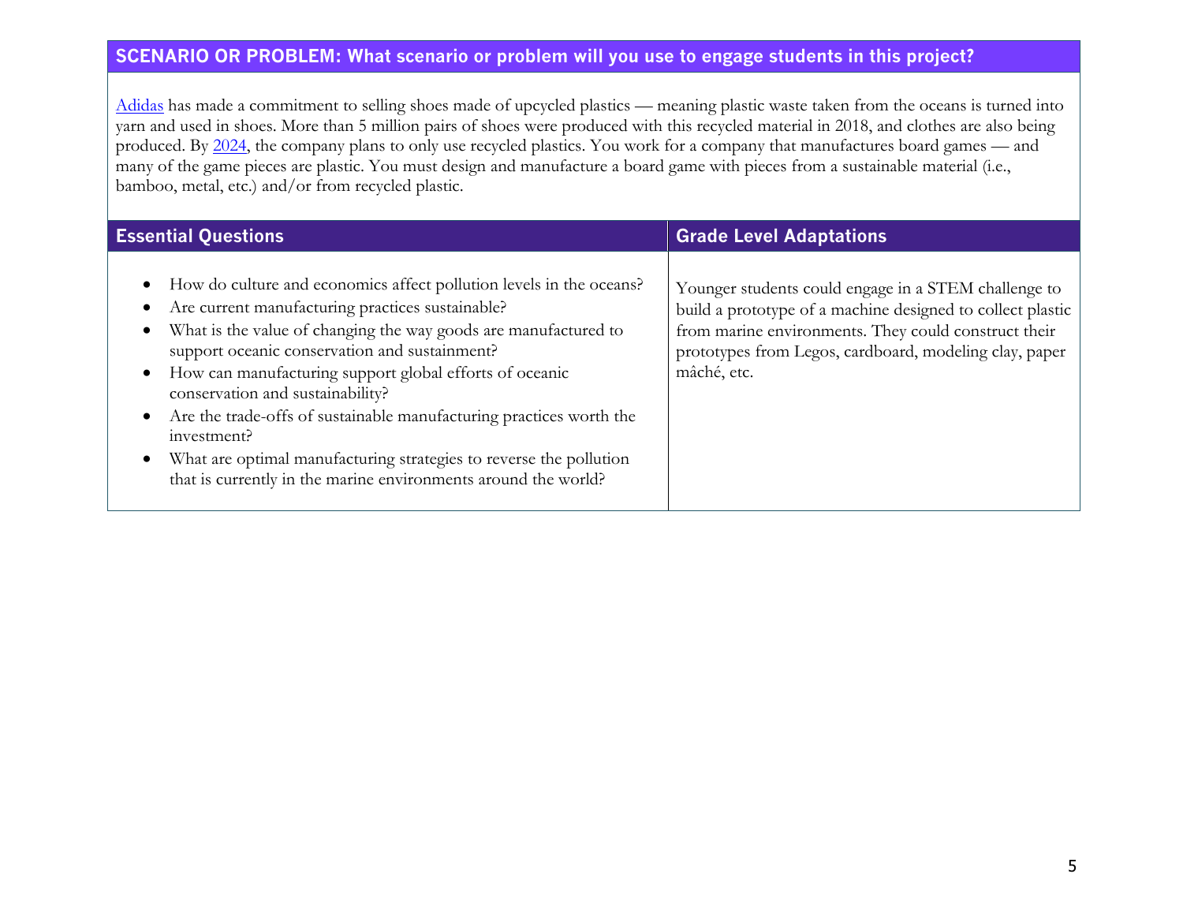## SCENARIO OR PROBLEM: What scenario or problem will you use to engage students in this project?

Adidas has made a commitment to selling shoes made of upcycled plastics — meaning plastic waste taken from the oceans is turned into yarn and used in shoes. More than 5 million pairs of shoes were produced with this recycled material in 2018, and clothes are also being produced. By 2024, the company plans to only use recycled plastics. You work for a company that manufactures board games — and many of the game pieces are plastic. You must design and manufacture a board game with pieces from a sustainable material (i.e., bamboo, metal, etc.) and/or from recycled plastic.

| Essential Questions | Grade Level Adaptations |
| --- | --- |
| • How do culture and economics affect pollution levels in the oceans?<br>• Are current manufacturing practices sustainable?<br>• What is the value of changing the way goods are manufactured to support oceanic conservation and sustainment?<br>• How can manufacturing support global efforts of oceanic conservation and sustainability?<br>• Are the trade-offs of sustainable manufacturing practices worth the investment?<br>• What are optimal manufacturing strategies to reverse the pollution that is currently in the marine environments around the world? | Younger students could engage in a STEM challenge to build a prototype of a machine designed to collect plastic from marine environments. They could construct their prototypes from Legos, cardboard, modeling clay, paper mâché, etc. |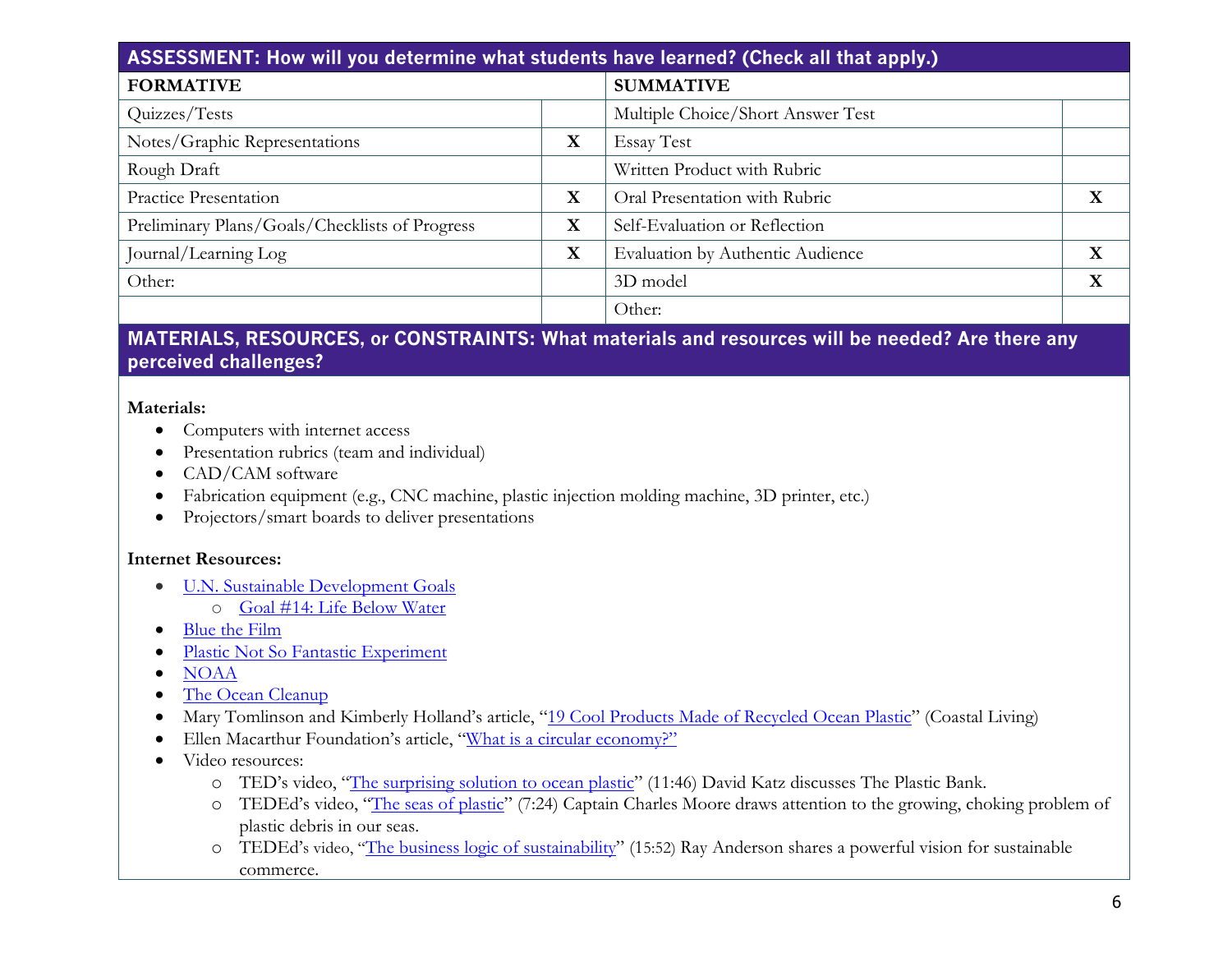| ASSESSMENT: How will you determine what students have learned? (Check all that apply.) | | | |
|---|---|---|---|
| **FORMATIVE** | | **SUMMATIVE** | |
| Quizzes/Tests | | Multiple Choice/Short Answer Test | |
| Notes/Graphic Representations | X | Essay Test | |
| Rough Draft | | Written Product with Rubric | |
| Practice Presentation | X | Oral Presentation with Rubric | X |
| Preliminary Plans/Goals/Checklists of Progress | X | Self-Evaluation or Reflection | |
| Journal/Learning Log | X | Evaluation by Authentic Audience | X |
| Other: | | 3D model | X |
| | | Other: | |

## MATERIALS, RESOURCES, or CONSTRAINTS: What materials and resources will be needed? Are there any perceived challenges?

**Materials:**

- Computers with internet access
- Presentation rubrics (team and individual)
- CAD/CAM software
- Fabrication equipment (e.g., CNC machine, plastic injection molding machine, 3D printer, etc.)
- Projectors/smart boards to deliver presentations

**Internet Resources:**

- U.N. Sustainable Development Goals
  - Goal #14: Life Below Water
- Blue the Film
- Plastic Not So Fantastic Experiment
- NOAA
- The Ocean Cleanup
- Mary Tomlinson and Kimberly Holland's article, "19 Cool Products Made of Recycled Ocean Plastic" (Coastal Living)
- Ellen Macarthur Foundation's article, "What is a circular economy?"
- Video resources:
  - TED's video, "The surprising solution to ocean plastic" (11:46) David Katz discusses The Plastic Bank.
  - TEDEd's video, "The seas of plastic" (7:24) Captain Charles Moore draws attention to the growing, choking problem of plastic debris in our seas.
  - TEDEd's video, "The business logic of sustainability" (15:52) Ray Anderson shares a powerful vision for sustainable commerce.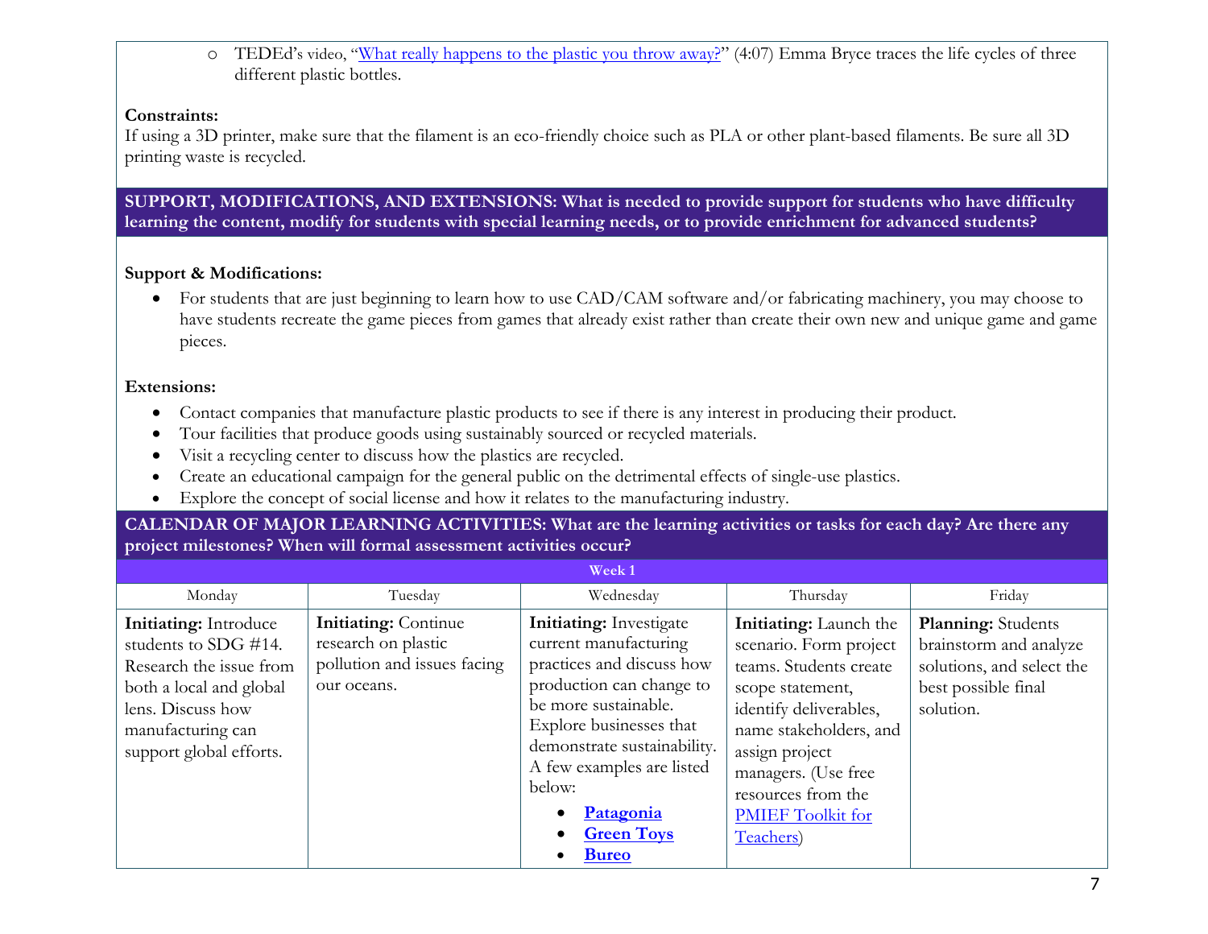- TEDEd's video, "[What really happens to the plastic you throw away?](#)" (4:07) Emma Bryce traces the life cycles of three different plastic bottles.

**Constraints:**
If using a 3D printer, make sure that the filament is an eco-friendly choice such as PLA or other plant-based filaments. Be sure all 3D printing waste is recycled.

## SUPPORT, MODIFICATIONS, AND EXTENSIONS: What is needed to provide support for students who have difficulty learning the content, modify for students with special learning needs, or to provide enrichment for advanced students?

**Support & Modifications:**

- For students that are just beginning to learn how to use CAD/CAM software and/or fabricating machinery, you may choose to have students recreate the game pieces from games that already exist rather than create their own new and unique game and game pieces.

**Extensions:**

- Contact companies that manufacture plastic products to see if there is any interest in producing their product.
- Tour facilities that produce goods using sustainably sourced or recycled materials.
- Visit a recycling center to discuss how the plastics are recycled.
- Create an educational campaign for the general public on the detrimental effects of single-use plastics.
- Explore the concept of social license and how it relates to the manufacturing industry.

## CALENDAR OF MAJOR LEARNING ACTIVITIES: What are the learning activities or tasks for each day? Are there any project milestones? When will formal assessment activities occur?

**Week 1**

| Monday | Tuesday | Wednesday | Thursday | Friday |
|---|---|---|---|---|
| **Initiating:** Introduce students to SDG #14. Research the issue from both a local and global lens. Discuss how manufacturing can support global efforts. | **Initiating:** Continue research on plastic pollution and issues facing our oceans. | **Initiating:** Investigate current manufacturing practices and discuss how production can change to be more sustainable. Explore businesses that demonstrate sustainability. A few examples are listed below: <br>• **Patagonia**<br>• **Green Toys**<br>• **Bureo** | **Initiating:** Launch the scenario. Form project teams. Students create scope statement, identify deliverables, name stakeholders, and assign project managers. (Use free resources from the [PMIEF Toolkit for Teachers](#)) | **Planning:** Students brainstorm and analyze solutions, and select the best possible final solution. |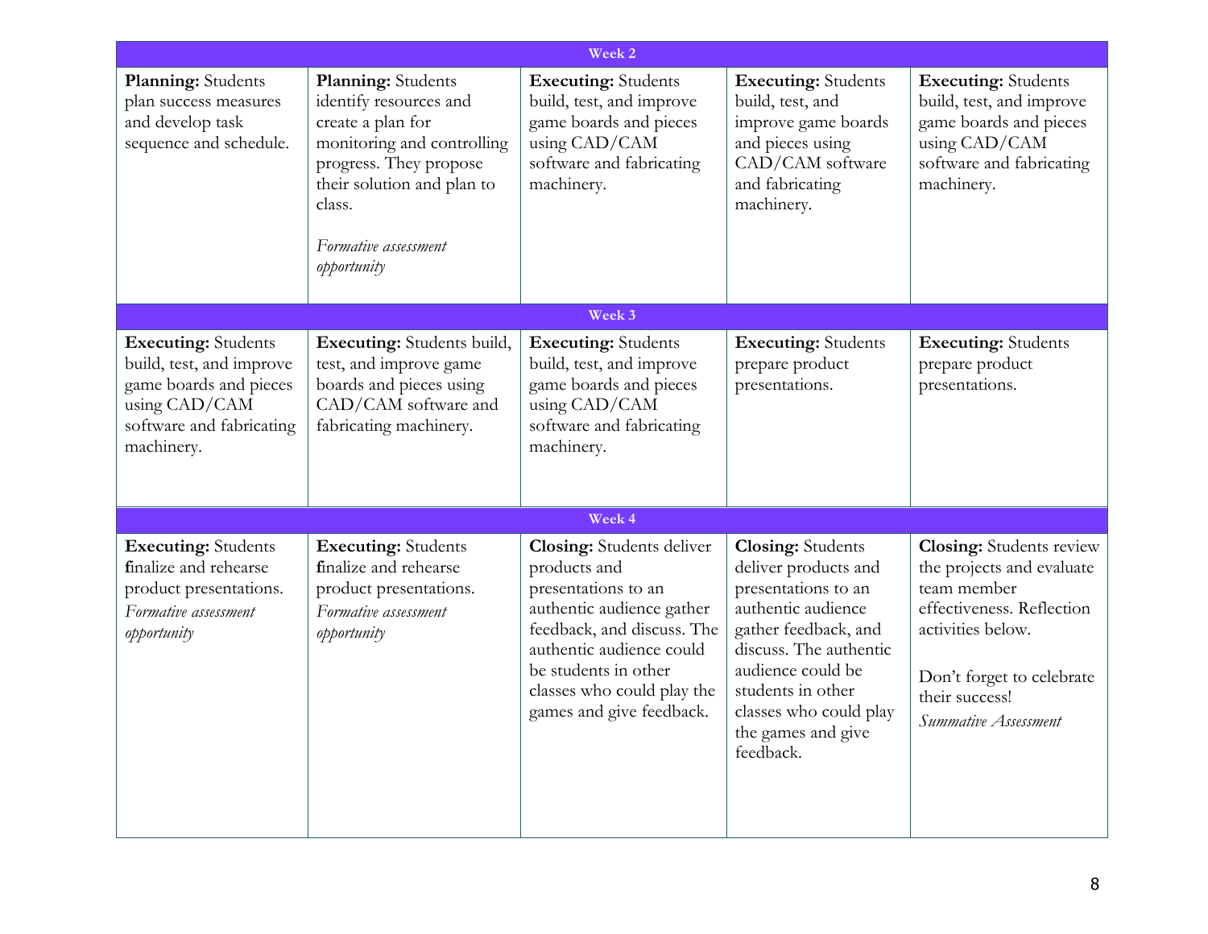| Week 2 | | | | |
|---|---|---|---|---|
| **Planning:** Students plan success measures and develop task sequence and schedule. | **Planning:** Students identify resources and create a plan for monitoring and controlling progress. They propose their solution and plan to class. *Formative assessment opportunity* | **Executing:** Students build, test, and improve game boards and pieces using CAD/CAM software and fabricating machinery. | **Executing:** Students build, test, and improve game boards and pieces using CAD/CAM software and fabricating machinery. | **Executing:** Students build, test, and improve game boards and pieces using CAD/CAM software and fabricating machinery. |
| **Week 3** | | | | |
| **Executing:** Students build, test, and improve game boards and pieces using CAD/CAM software and fabricating machinery. | **Executing:** Students build, test, and improve game boards and pieces using CAD/CAM software and fabricating machinery. | **Executing:** Students build, test, and improve game boards and pieces using CAD/CAM software and fabricating machinery. | **Executing:** Students prepare product presentations. | **Executing:** Students prepare product presentations. |
| **Week 4** | | | | |
| **Executing:** Students finalize and rehearse product presentations. *Formative assessment opportunity* | **Executing:** Students finalize and rehearse product presentations. *Formative assessment opportunity* | **Closing:** Students deliver products and presentations to an authentic audience gather feedback, and discuss. The authentic audience could be students in other classes who could play the games and give feedback. | **Closing:** Students deliver products and presentations to an authentic audience gather feedback, and discuss. The authentic audience could be students in other classes who could play the games and give feedback. | **Closing:** Students review the projects and evaluate team member effectiveness. Reflection activities below. Don't forget to celebrate their success! *Summative Assessment* |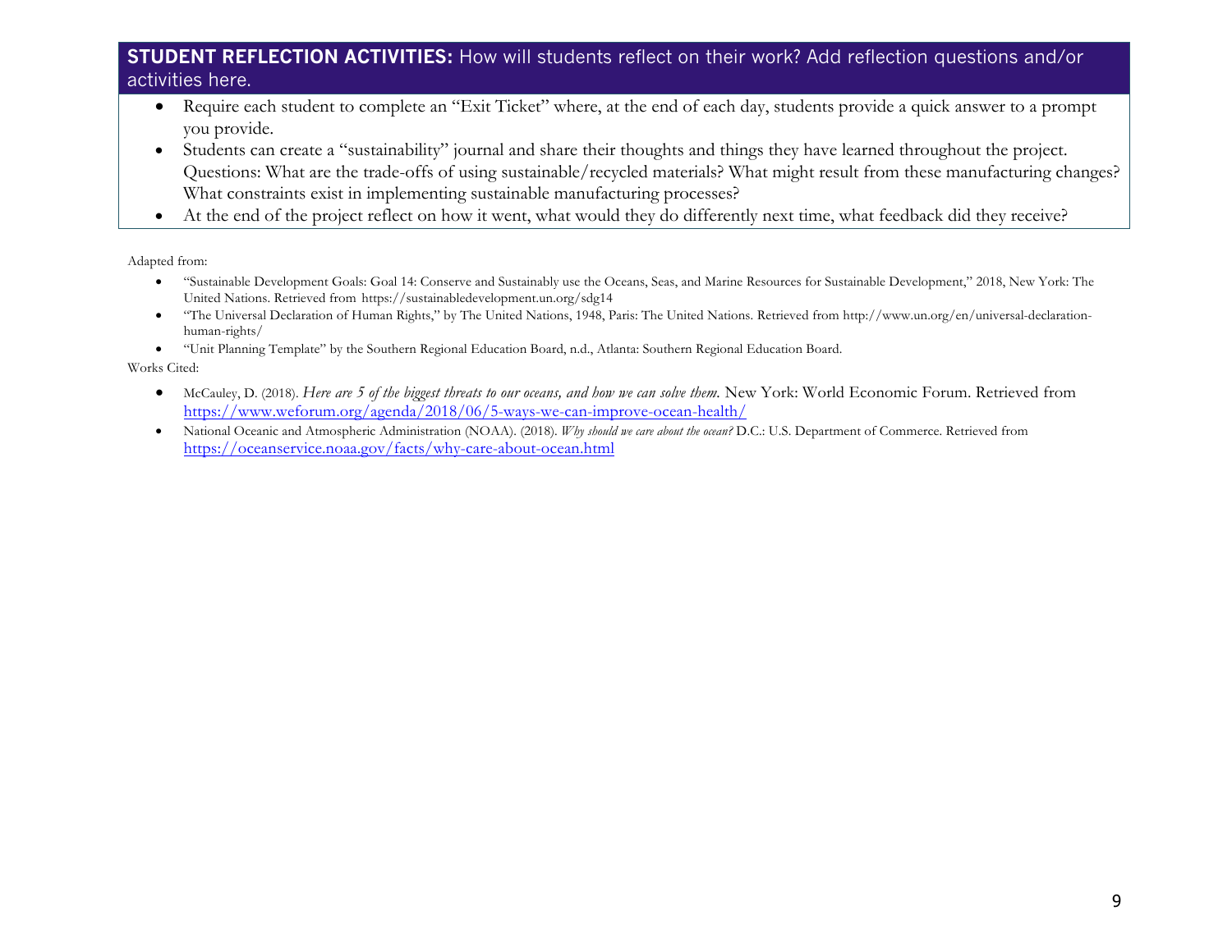**STUDENT REFLECTION ACTIVITIES:** How will students reflect on their work? Add reflection questions and/or activities here.

- Require each student to complete an "Exit Ticket" where, at the end of each day, students provide a quick answer to a prompt you provide.
- Students can create a "sustainability" journal and share their thoughts and things they have learned throughout the project. Questions: What are the trade-offs of using sustainable/recycled materials? What might result from these manufacturing changes? What constraints exist in implementing sustainable manufacturing processes?
- At the end of the project reflect on how it went, what would they do differently next time, what feedback did they receive?

Adapted from:

- "Sustainable Development Goals: Goal 14: Conserve and Sustainably use the Oceans, Seas, and Marine Resources for Sustainable Development," 2018, New York: The United Nations. Retrieved from https://sustainabledevelopment.un.org/sdg14
- "The Universal Declaration of Human Rights," by The United Nations, 1948, Paris: The United Nations. Retrieved from http://www.un.org/en/universal-declaration-human-rights/
- "Unit Planning Template" by the Southern Regional Education Board, n.d., Atlanta: Southern Regional Education Board.

Works Cited:

- McCauley, D. (2018). *Here are 5 of the biggest threats to our oceans, and how we can solve them.* New York: World Economic Forum. Retrieved from https://www.weforum.org/agenda/2018/06/5-ways-we-can-improve-ocean-health/
- National Oceanic and Atmospheric Administration (NOAA). (2018). *Why should we care about the ocean?* D.C.: U.S. Department of Commerce. Retrieved from https://oceanservice.noaa.gov/facts/why-care-about-ocean.html